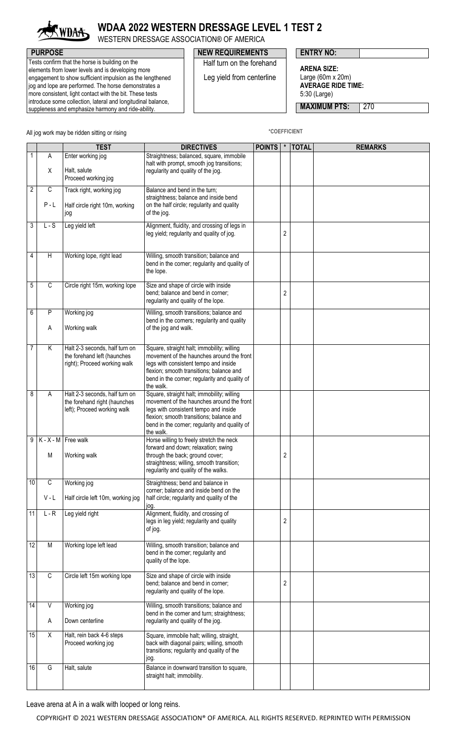# WDAA 2022 WESTERN DRESSAGE LEVEL 1 TEST 2

WESTERN DRESSAGE ASSOCIATION® OF AMERICA

**PURPOSE**

Tests confirm that the horse is building on the elements from lower levels and is developing more engagement to show sufficient impulsion as the lengthened jog and lope are performed. The horse demonstrates a more consistent, light contact with the bit. These tests introduce some collection, lateral and longitudinal balance, suppleness and emphasize harmony and ride-ability.

**NEW REQUIREMENTS**

Half turn on the forehand

Leg yield from centerline

**ENTRY NO:**

**ARENA SIZE:** Large (60m x 20m)

**AVERAGE RIDE TIME:** 5:30 (Large)

**MAXIMUM PTS:** 270

All jog work may be ridden sitting or rising

*COEFFICIENT

| | | TEST | DIRECTIVES | POINTS | * | TOTAL | REMARKS |
|---|---|---|---|---|---|---|---|
| 1 | A<br>X | Enter working jog<br>Halt, salute<br>Proceed working jog | Straightness; balanced, square, immobile halt with prompt, smooth jog transitions; regularity and quality of the jog. | | | | |
| 2 | C<br>P - L | Track right, working jog<br>Half circle right 10m, working jog | Balance and bend in the turn; straightness; balance and inside bend on the half circle; regularity and quality of the jog. | | | | |
| 3 | L - S | Leg yield left | Alignment, fluidity, and crossing of legs in leg yield; regularity and quality of jog. | | 2 | | |
| 4 | H | Working lope, right lead | Willing, smooth transition; balance and bend in the corner; regularity and quality of the lope. | | | | |
| 5 | C | Circle right 15m, working lope | Size and shape of circle with inside bend; balance and bend in corner; regularity and quality of the lope. | | 2 | | |
| 6 | P<br>A | Working jog<br>Working walk | Willing, smooth transitions; balance and bend in the corners; regularity and quality of the jog and walk. | | | | |
| 7 | K | Halt 2-3 seconds, half turn on the forehand left (haunches right); Proceed working walk | Square, straight halt; immobility; willing movement of the haunches around the front legs with consistent tempo and inside flexion; smooth transitions; balance and bend in the corner; regularity and quality of the walk. | | | | |
| 8 | A | Halt 2-3 seconds, half turn on the forehand right (haunches left); Proceed working walk | Square, straight halt; immobility; willing movement of the haunches around the front legs with consistent tempo and inside flexion; smooth transitions; balance and bend in the corner; regularity and quality of the walk. | | | | |
| 9 | K - X - M<br>M | Free walk<br>Working walk | Horse willing to freely stretch the neck forward and down; relaxation; swing through the back; ground cover; straightness; willing, smooth transition; regularity and quality of the walks. | | 2 | | |
| 10 | C<br>V - L | Working jog<br>Half circle left 10m, working jog | Straightness; bend and balance in corner; balance and inside bend on the half circle; regularity and quality of the jog. | | | | |
| 11 | L - R | Leg yield right | Alignment, fluidity, and crossing of legs in leg yield; regularity and quality of jog. | | 2 | | |
| 12 | M | Working lope left lead | Willing, smooth transition; balance and bend in the corner; regularity and quality of the lope. | | | | |
| 13 | C | Circle left 15m working lope | Size and shape of circle with inside bend; balance and bend in corner; regularity and quality of the lope. | | 2 | | |
| 14 | V<br>A | Working jog<br>Down centerline | Willing, smooth transitions; balance and bend in the corner and turn; straightness; regularity and quality of the jog. | | | | |
| 15 | X | Halt, rein back 4-6 steps<br>Proceed working jog | Square, immobile halt; willing, straight, back with diagonal pairs; willing, smooth transitions; regularity and quality of the jog. | | | | |
| 16 | G | Halt, salute | Balance in downward transition to square, straight halt; immobility. | | | | |

Leave arena at A in a walk with looped or long reins.

COPYRIGHT © 2021 WESTERN DRESSAGE ASSOCIATION® OF AMERICA. ALL RIGHTS RESERVED. REPRINTED WITH PERMISSION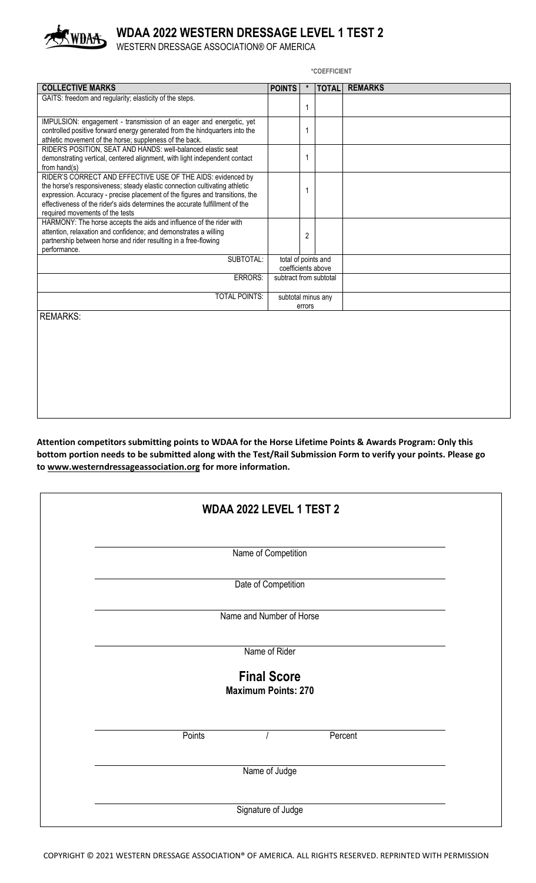# WDAA 2022 WESTERN DRESSAGE LEVEL 1 TEST 2

WESTERN DRESSAGE ASSOCIATION® OF AMERICA

*COEFFICIENT

| COLLECTIVE MARKS | POINTS | * | TOTAL | REMARKS |
|---|---|---|---|---|
| GAITS: freedom and regularity; elasticity of the steps. | | 1 | | |
| IMPULSION: engagement - transmission of an eager and energetic, yet controlled positive forward energy generated from the hindquarters into the athletic movement of the horse; suppleness of the back. | | 1 | | |
| RIDER'S POSITION, SEAT AND HANDS: well-balanced elastic seat demonstrating vertical, centered alignment, with light independent contact from hand(s) | | 1 | | |
| RIDER'S CORRECT AND EFFECTIVE USE OF THE AIDS: evidenced by the horse's responsiveness; steady elastic connection cultivating athletic expression. Accuracy - precise placement of the figures and transitions, the effectiveness of the rider's aids determines the accurate fulfillment of the required movements of the tests | | 1 | | |
| HARMONY: The horse accepts the aids and influence of the rider with attention, relaxation and confidence; and demonstrates a willing partnership between horse and rider resulting in a free-flowing performance. | | 2 | | |
| SUBTOTAL: | total of points and coefficients above | | | |
| ERRORS: | subtract from subtotal | | | |
| TOTAL POINTS: | subtotal minus any errors | | | |

REMARKS:

**Attention competitors submitting points to WDAA for the Horse Lifetime Points & Awards Program: Only this bottom portion needs to be submitted along with the Test/Rail Submission Form to verify your points. Please go to www.westerndressageassociation.org for more information.**

## WDAA 2022 LEVEL 1 TEST 2

Name of Competition

Date of Competition

Name and Number of Horse

Name of Rider

**Final Score**

**Maximum Points: 270**

Points / Percent

Name of Judge

Signature of Judge

COPYRIGHT © 2021 WESTERN DRESSAGE ASSOCIATION® OF AMERICA. ALL RIGHTS RESERVED. REPRINTED WITH PERMISSION